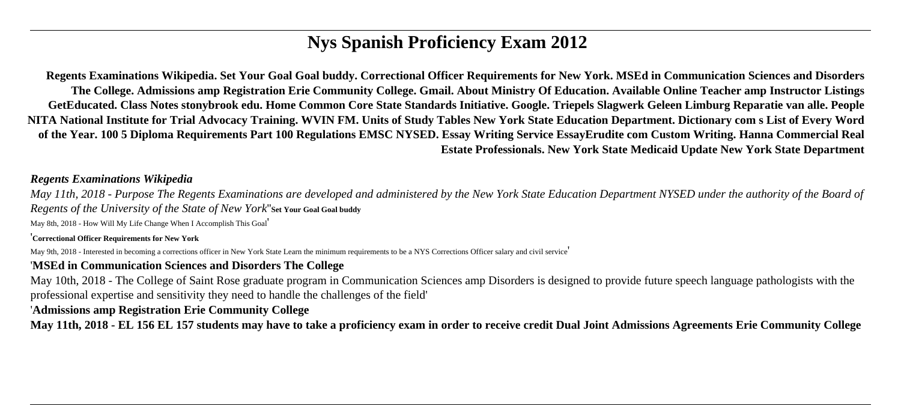# Nys Spanish Proficiency Exam 2012

**Regents Examinations Wikipedia. Set Your Goal Goal buddy. Correctional Officer Requirements for New York. MSEd in Communication Sciences and Disorders The College. Admissions amp Registration Erie Community College. Gmail. About Ministry Of Education. Available Online Teacher amp Instructor Listings GetEducated. Class Notes stonybrook edu. Home Common Core State Standards Initiative. Google. Triepels Slagwerk Geleen Limburg Reparatie van alle. People NITA National Institute for Trial Advocacy Training. WVIN FM. Units of Study Tables New York State Education Department. Dictionary com s List of Every Word of the Year. 100 5 Diploma Requirements Part 100 Regulations EMSC NYSED. Essay Writing Service EssayErudite com Custom Writing. Hanna Commercial Real Estate Professionals. New York State Medicaid Update New York State Department**

*Regents Examinations Wikipedia*

*May 11th, 2018 - Purpose The Regents Examinations are developed and administered by the New York State Education Department NYSED under the authority of the Board of Regents of the University of the State of New York*''**Set Your Goal Goal buddy**

May 8th, 2018 - How Will My Life Change When I Accomplish This Goal'

'**Correctional Officer Requirements for New York**

May 9th, 2018 - Interested in becoming a corrections officer in New York State Learn the minimum requirements to be a NYS Corrections Officer salary and civil service'

'**MSEd in Communication Sciences and Disorders The College**

May 10th, 2018 - The College of Saint Rose graduate program in Communication Sciences amp Disorders is designed to provide future speech language pathologists with the professional expertise and sensitivity they need to handle the challenges of the field'

'**Admissions amp Registration Erie Community College**

**May 11th, 2018 - EL 156 EL 157 students may have to take a proficiency exam in order to receive credit Dual Joint Admissions Agreements Erie Community College**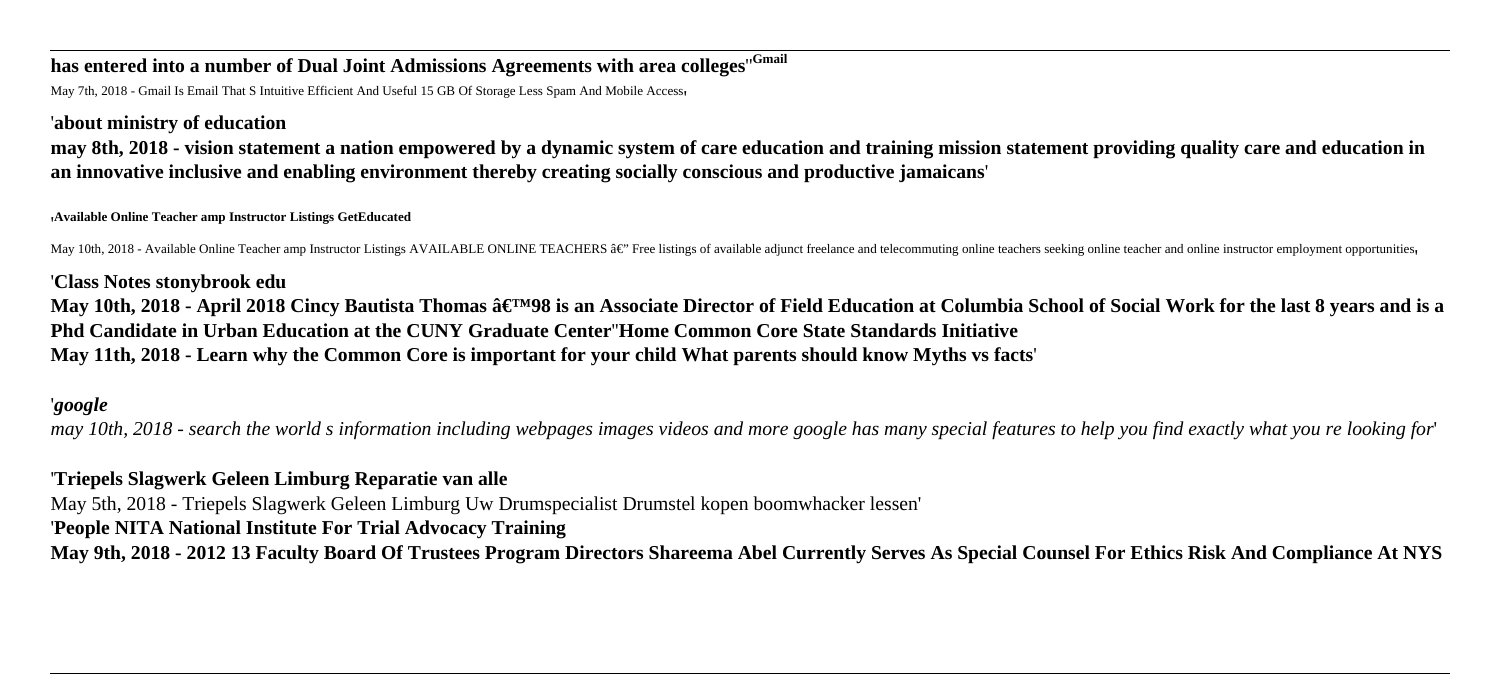**has entered into a number of Dual Joint Admissions Agreements with area colleges''Gmail**

May 7th, 2018 - Gmail Is Email That S Intuitive Efficient And Useful 15 GB Of Storage Less Spam And Mobile Access,

'**about ministry of education**

**may 8th, 2018 - vision statement a nation empowered by a dynamic system of care education and training mission statement providing quality care and education in an innovative inclusive and enabling environment thereby creating socially conscious and productive jamaicans**'

'**Available Online Teacher amp Instructor Listings GetEducated**

May 10th, 2018 - Available Online Teacher amp Instructor Listings AVAILABLE ONLINE TEACHERS â€" Free listings of available adjunct freelance and telecommuting online teachers seeking online teacher and online instructor employment opportunities,

'**Class Notes stonybrook edu**

**May 10th, 2018 - April 2018 Cincy Bautista Thomas â€™98 is an Associate Director of Field Education at Columbia School of Social Work for the last 8 years and is a Phd Candidate in Urban Education at the CUNY Graduate Center''Home Common Core State Standards Initiative**

**May 11th, 2018 - Learn why the Common Core is important for your child What parents should know Myths vs facts**'

'***google***

*may 10th, 2018 - search the world s information including webpages images videos and more google has many special features to help you find exactly what you re looking for*'

'**Triepels Slagwerk Geleen Limburg Reparatie van alle**

May 5th, 2018 - Triepels Slagwerk Geleen Limburg Uw Drumspecialist Drumstel kopen boomwhacker lessen'

'**People NITA National Institute For Trial Advocacy Training**

**May 9th, 2018 - 2012 13 Faculty Board Of Trustees Program Directors Shareema Abel Currently Serves As Special Counsel For Ethics Risk And Compliance At NYS**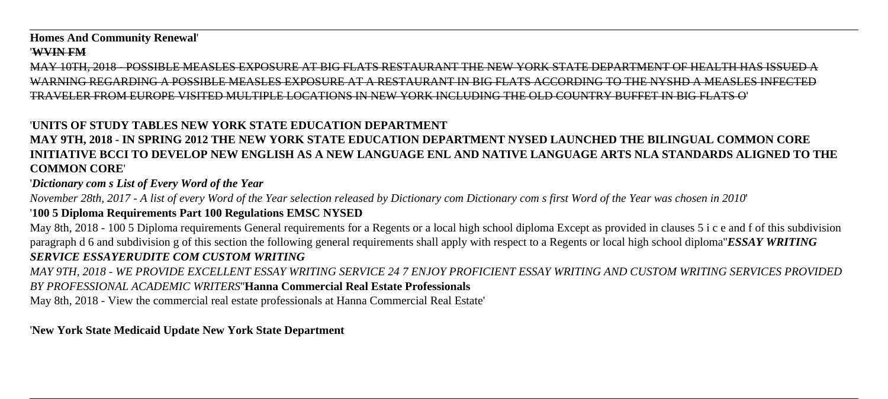**Homes And Community Renewal**'

'**~~WVIN FM~~**

~~MAY 10TH, 2018 - POSSIBLE MEASLES EXPOSURE AT BIG FLATS RESTAURANT THE NEW YORK STATE DEPARTMENT OF HEALTH HAS ISSUED A WARNING REGARDING A POSSIBLE MEASLES EXPOSURE AT A RESTAURANT IN BIG FLATS ACCORDING TO THE NYSHD A MEASLES INFECTED TRAVELER FROM EUROPE VISITED MULTIPLE LOCATIONS IN NEW YORK INCLUDING THE OLD COUNTRY BUFFET IN BIG FLATS O~~'

'**UNITS OF STUDY TABLES NEW YORK STATE EDUCATION DEPARTMENT**

**MAY 9TH, 2018 - IN SPRING 2012 THE NEW YORK STATE EDUCATION DEPARTMENT NYSED LAUNCHED THE BILINGUAL COMMON CORE INITIATIVE BCCI TO DEVELOP NEW ENGLISH AS A NEW LANGUAGE ENL AND NATIVE LANGUAGE ARTS NLA STANDARDS ALIGNED TO THE COMMON CORE**'

'***Dictionary com s List of Every Word of the Year***

*November 28th, 2017 - A list of every Word of the Year selection released by Dictionary com Dictionary com s first Word of the Year was chosen in 2010*'

'**100 5 Diploma Requirements Part 100 Regulations EMSC NYSED**

May 8th, 2018 - 100 5 Diploma requirements General requirements for a Regents or a local high school diploma Except as provided in clauses 5 i c e and f of this subdivision paragraph d 6 and subdivision g of this section the following general requirements shall apply with respect to a Regents or local high school diploma''***ESSAY WRITING SERVICE ESSAYERUDITE COM CUSTOM WRITING***

*MAY 9TH, 2018 - WE PROVIDE EXCELLENT ESSAY WRITING SERVICE 24 7 ENJOY PROFICIENT ESSAY WRITING AND CUSTOM WRITING SERVICES PROVIDED BY PROFESSIONAL ACADEMIC WRITERS*''**Hanna Commercial Real Estate Professionals**

May 8th, 2018 - View the commercial real estate professionals at Hanna Commercial Real Estate'

'**New York State Medicaid Update New York State Department**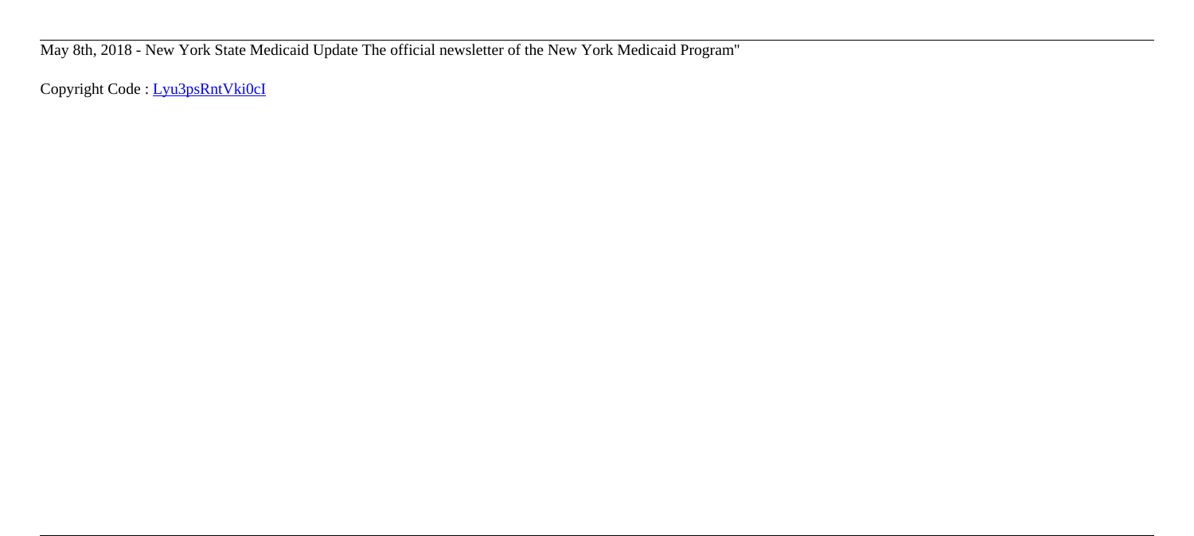May 8th, 2018 - New York State Medicaid Update The official newsletter of the New York Medicaid Program''

Copyright Code : [Lyu3psRntVki0cI]